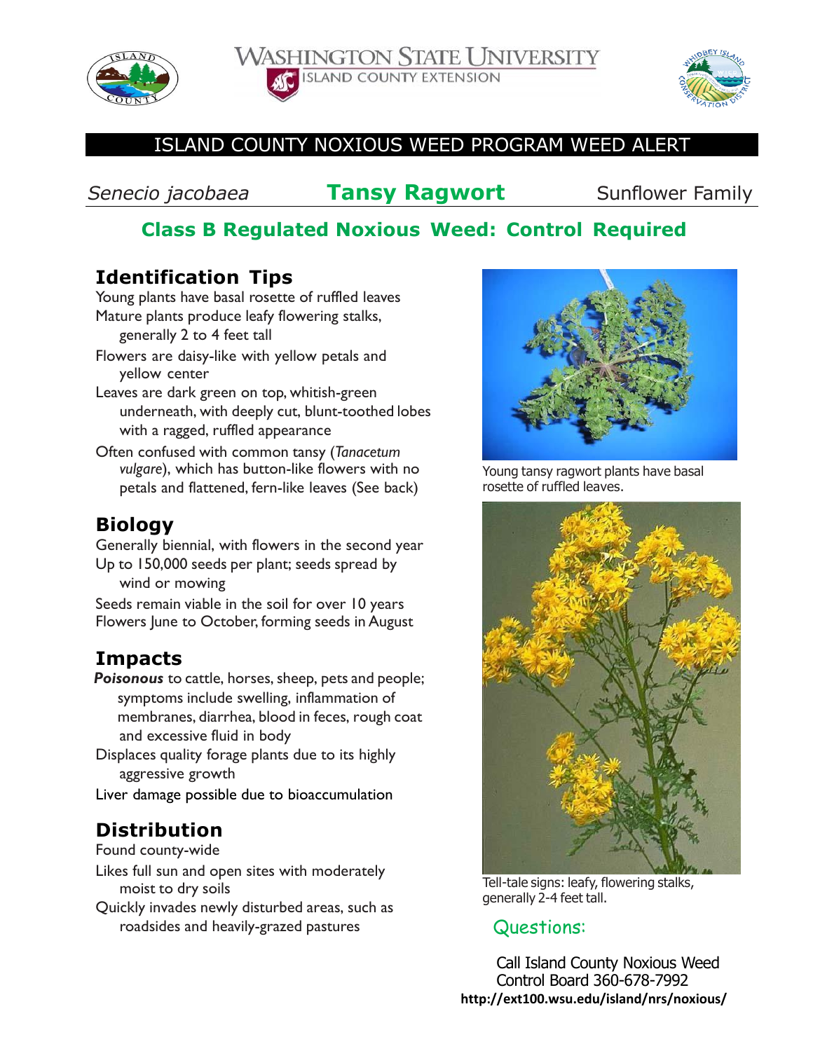# ISLAND COUNTY NOXIOUS WEED PROGRAM WEED ALERT

*Senecio jacobaea* **Tansy Ragwort** Sunflower Family

## Class B Regulated Noxious Weed: Control Required

### Identification Tips

- Young plants have basal rosette of ruffled leaves
- Mature plants produce leafy flowering stalks, generally 2 to 4 feet tall
- Flowers are daisy-like with yellow petals and yellow center
- Leaves are dark green on top, whitish-green underneath, with deeply cut, blunt-toothed lobes with a ragged, ruffled appearance
- Often confused with common tansy (*Tanacetum vulgare*), which has button-like flowers with no petals and flattened, fern-like leaves (See back)

### Biology

- Generally biennial, with flowers in the second year
- Up to 150,000 seeds per plant; seeds spread by wind or mowing
- Seeds remain viable in the soil for over 10 years
- Flowers June to October, forming seeds in August

### Impacts

- ***Poisonous*** to cattle, horses, sheep, pets and people; symptoms include swelling, inflammation of membranes, diarrhea, blood in feces, rough coat and excessive fluid in body
- Displaces quality forage plants due to its highly aggressive growth
- Liver damage possible due to bioaccumulation

### Distribution

- Found county-wide
- Likes full sun and open sites with moderately moist to dry soils
- Quickly invades newly disturbed areas, such as roadsides and heavily-grazed pastures

Young tansy ragwort plants have basal rosette of ruffled leaves.

Tell-tale signs: leafy, flowering stalks, generally 2-4 feet tall.

Questions:

Call Island County Noxious Weed Control Board 360-678-7992
**http://ext100.wsu.edu/island/nrs/noxious/**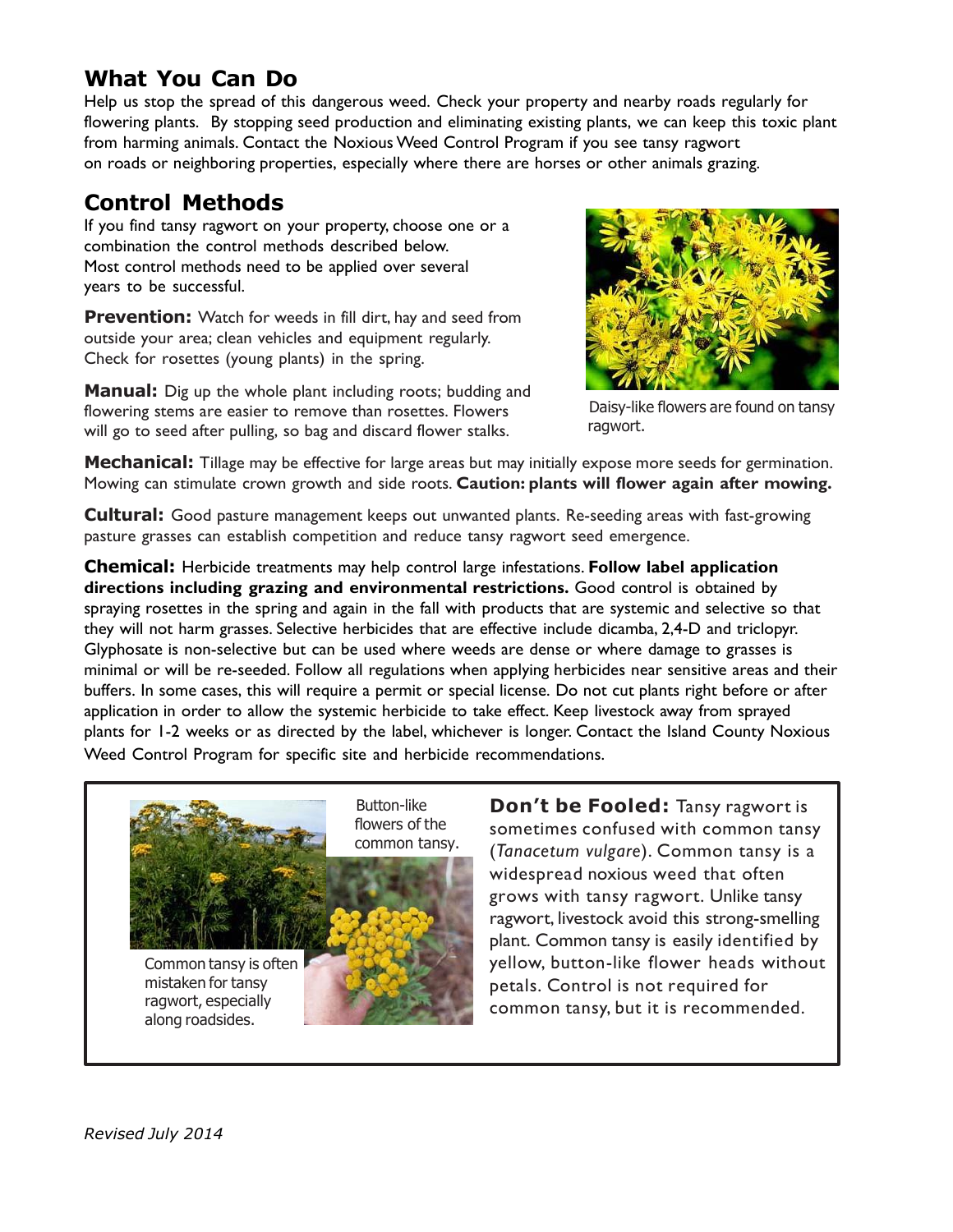## What You Can Do

Help us stop the spread of this dangerous weed. Check your property and nearby roads regularly for flowering plants. By stopping seed production and eliminating existing plants, we can keep this toxic plant from harming animals. Contact the Noxious Weed Control Program if you see tansy ragwort on roads or neighboring properties, especially where there are horses or other animals grazing.

## Control Methods

If you find tansy ragwort on your property, choose one or a combination the control methods described below. Most control methods need to be applied over several years to be successful.

**Prevention:** Watch for weeds in fill dirt, hay and seed from outside your area; clean vehicles and equipment regularly. Check for rosettes (young plants) in the spring.

**Manual:** Dig up the whole plant including roots; budding and flowering stems are easier to remove than rosettes. Flowers will go to seed after pulling, so bag and discard flower stalks.

Daisy-like flowers are found on tansy ragwort.

**Mechanical:** Tillage may be effective for large areas but may initially expose more seeds for germination. Mowing can stimulate crown growth and side roots. **Caution: plants will flower again after mowing.**

**Cultural:** Good pasture management keeps out unwanted plants. Re-seeding areas with fast-growing pasture grasses can establish competition and reduce tansy ragwort seed emergence.

**Chemical:** Herbicide treatments may help control large infestations. **Follow label application directions including grazing and environmental restrictions.** Good control is obtained by spraying rosettes in the spring and again in the fall with products that are systemic and selective so that they will not harm grasses. Selective herbicides that are effective include dicamba, 2,4-D and triclopyr. Glyphosate is non-selective but can be used where weeds are dense or where damage to grasses is minimal or will be re-seeded. Follow all regulations when applying herbicides near sensitive areas and their buffers. In some cases, this will require a permit or special license. Do not cut plants right before or after application in order to allow the systemic herbicide to take effect. Keep livestock away from sprayed plants for 1-2 weeks or as directed by the label, whichever is longer. Contact the Island County Noxious Weed Control Program for specific site and herbicide recommendations.

Common tansy is often mistaken for tansy ragwort, especially along roadsides.

Button-like flowers of the common tansy.

**Don't be Fooled:** Tansy ragwort is sometimes confused with common tansy (*Tanacetum vulgare*). Common tansy is a widespread noxious weed that often grows with tansy ragwort. Unlike tansy ragwort, livestock avoid this strong-smelling plant. Common tansy is easily identified by yellow, button-like flower heads without petals. Control is not required for common tansy, but it is recommended.

*Revised July 2014*